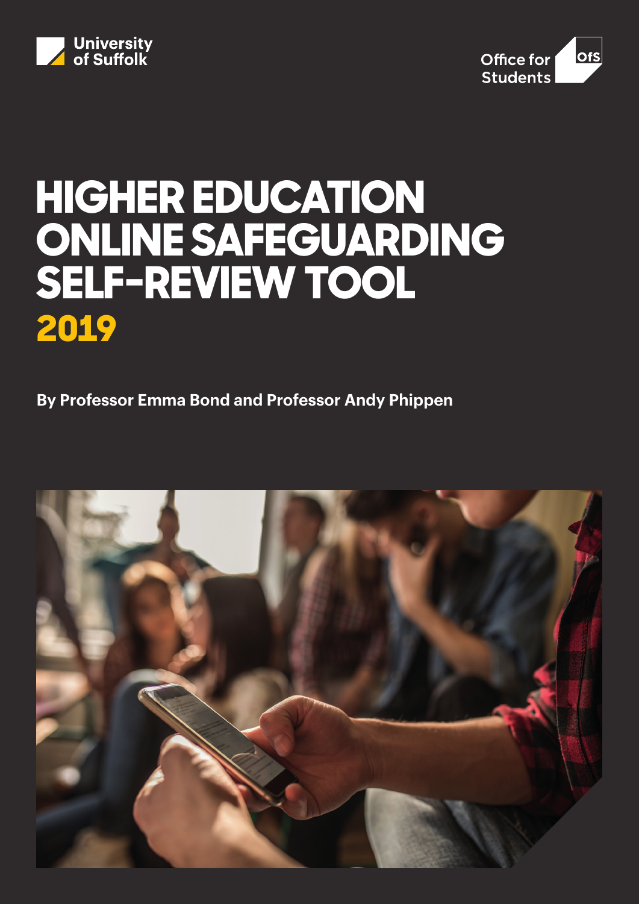University of Suffolk

Office for Students

# HIGHER EDUCATION ONLINE SAFEGUARDING SELF-REVIEW TOOL

## 2019

**By Professor Emma Bond and Professor Andy Phippen**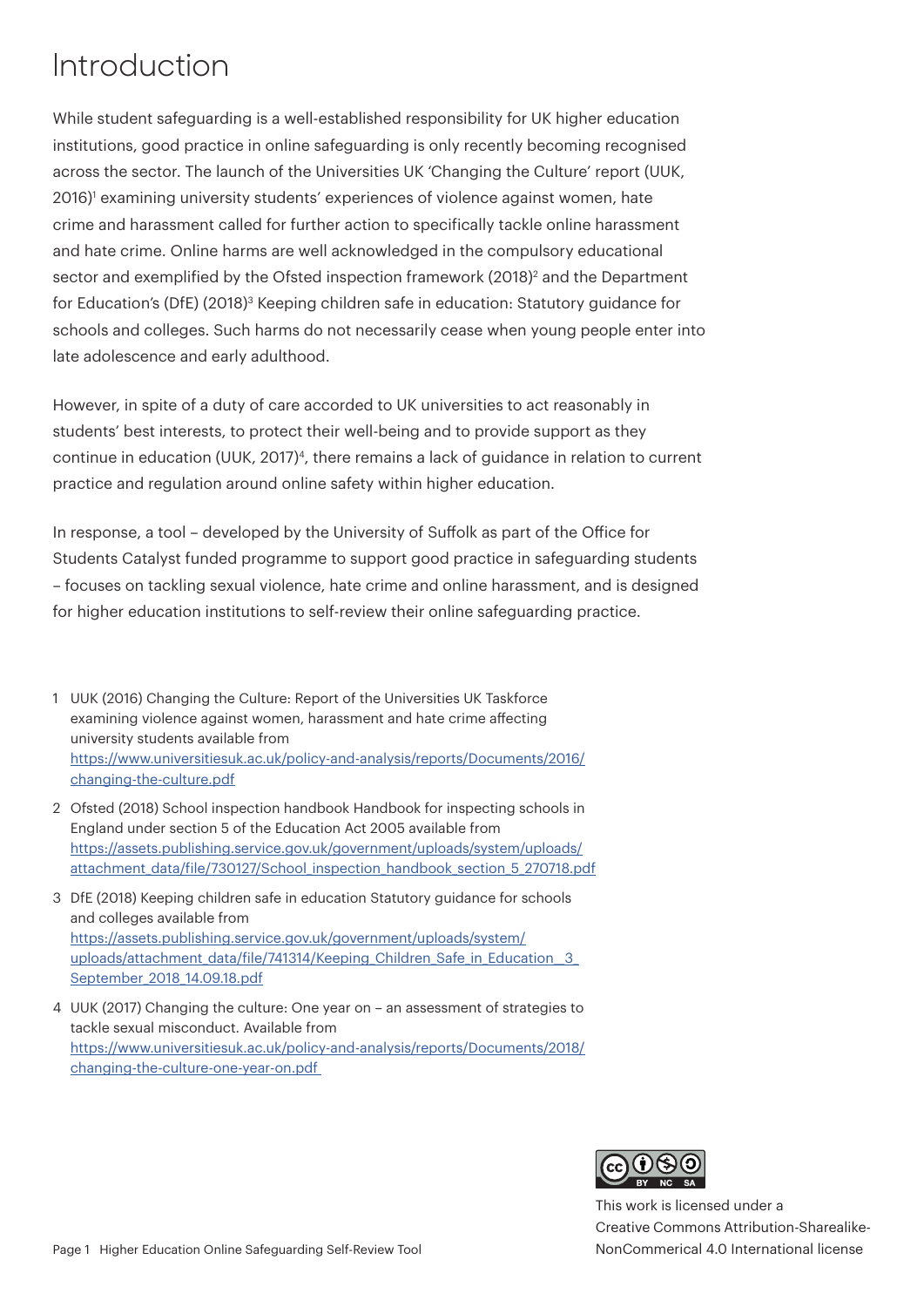# Introduction

While student safeguarding is a well-established responsibility for UK higher education institutions, good practice in online safeguarding is only recently becoming recognised across the sector. The launch of the Universities UK 'Changing the Culture' report (UUK, 2016)[1] examining university students' experiences of violence against women, hate crime and harassment called for further action to specifically tackle online harassment and hate crime. Online harms are well acknowledged in the compulsory educational sector and exemplified by the Ofsted inspection framework (2018)[2] and the Department for Education's (DfE) (2018)[3] Keeping children safe in education: Statutory guidance for schools and colleges. Such harms do not necessarily cease when young people enter into late adolescence and early adulthood.

However, in spite of a duty of care accorded to UK universities to act reasonably in students' best interests, to protect their well-being and to provide support as they continue in education (UUK, 2017)[4], there remains a lack of guidance in relation to current practice and regulation around online safety within higher education.

In response, a tool – developed by the University of Suffolk as part of the Office for Students Catalyst funded programme to support good practice in safeguarding students – focuses on tackling sexual violence, hate crime and online harassment, and is designed for higher education institutions to self-review their online safeguarding practice.

1 UUK (2016) Changing the Culture: Report of the Universities UK Taskforce examining violence against women, harassment and hate crime affecting university students available from https://www.universitiesuk.ac.uk/policy-and-analysis/reports/Documents/2016/changing-the-culture.pdf

2 Ofsted (2018) School inspection handbook Handbook for inspecting schools in England under section 5 of the Education Act 2005 available from https://assets.publishing.service.gov.uk/government/uploads/system/uploads/attachment_data/file/730127/School_inspection_handbook_section_5_270718.pdf

3 DfE (2018) Keeping children safe in education Statutory guidance for schools and colleges available from https://assets.publishing.service.gov.uk/government/uploads/system/uploads/attachment_data/file/741314/Keeping_Children_Safe_in_Education__3_September_2018_14.09.18.pdf

4 UUK (2017) Changing the culture: One year on – an assessment of strategies to tackle sexual misconduct. Available from https://www.universitiesuk.ac.uk/policy-and-analysis/reports/Documents/2018/changing-the-culture-one-year-on.pdf

This work is licensed under a Creative Commons Attribution-Sharealike-NonCommerical 4.0 International license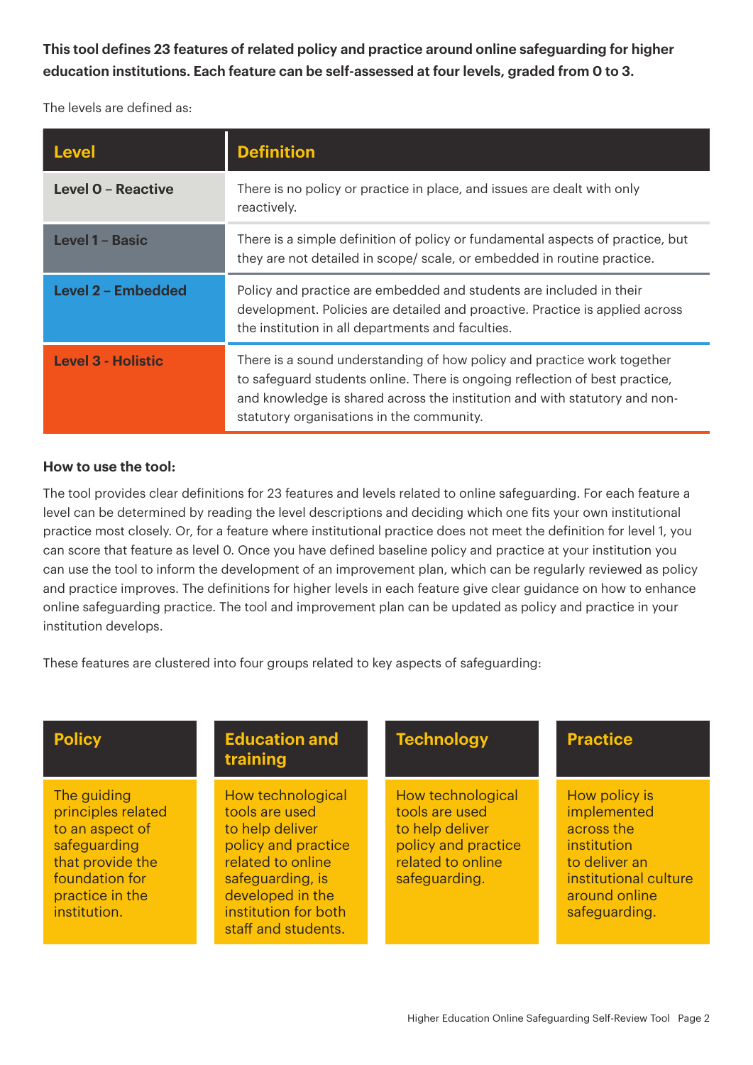**This tool defines 23 features of related policy and practice around online safeguarding for higher education institutions. Each feature can be self-assessed at four levels, graded from 0 to 3.**

The levels are defined as:

| Level | Definition |
|---|---|
| **Level 0 – Reactive** | There is no policy or practice in place, and issues are dealt with only reactively. |
| **Level 1 – Basic** | There is a simple definition of policy or fundamental aspects of practice, but they are not detailed in scope/ scale, or embedded in routine practice. |
| **Level 2 – Embedded** | Policy and practice are embedded and students are included in their development. Policies are detailed and proactive. Practice is applied across the institution in all departments and faculties. |
| **Level 3 - Holistic** | There is a sound understanding of how policy and practice work together to safeguard students online. There is ongoing reflection of best practice, and knowledge is shared across the institution and with statutory and non-statutory organisations in the community. |

**How to use the tool:**

The tool provides clear definitions for 23 features and levels related to online safeguarding. For each feature a level can be determined by reading the level descriptions and deciding which one fits your own institutional practice most closely. Or, for a feature where institutional practice does not meet the definition for level 1, you can score that feature as level 0. Once you have defined baseline policy and practice at your institution you can use the tool to inform the development of an improvement plan, which can be regularly reviewed as policy and practice improves. The definitions for higher levels in each feature give clear guidance on how to enhance online safeguarding practice. The tool and improvement plan can be updated as policy and practice in your institution develops.

These features are clustered into four groups related to key aspects of safeguarding:

| Policy | Education and training | Technology | Practice |
|---|---|---|---|
| The guiding principles related to an aspect of safeguarding that provide the foundation for practice in the institution. | How technological tools are used to help deliver policy and practice related to online safeguarding, is developed in the institution for both staff and students. | How technological tools are used to help deliver policy and practice related to online safeguarding. | How policy is implemented across the institution to deliver an institutional culture around online safeguarding. |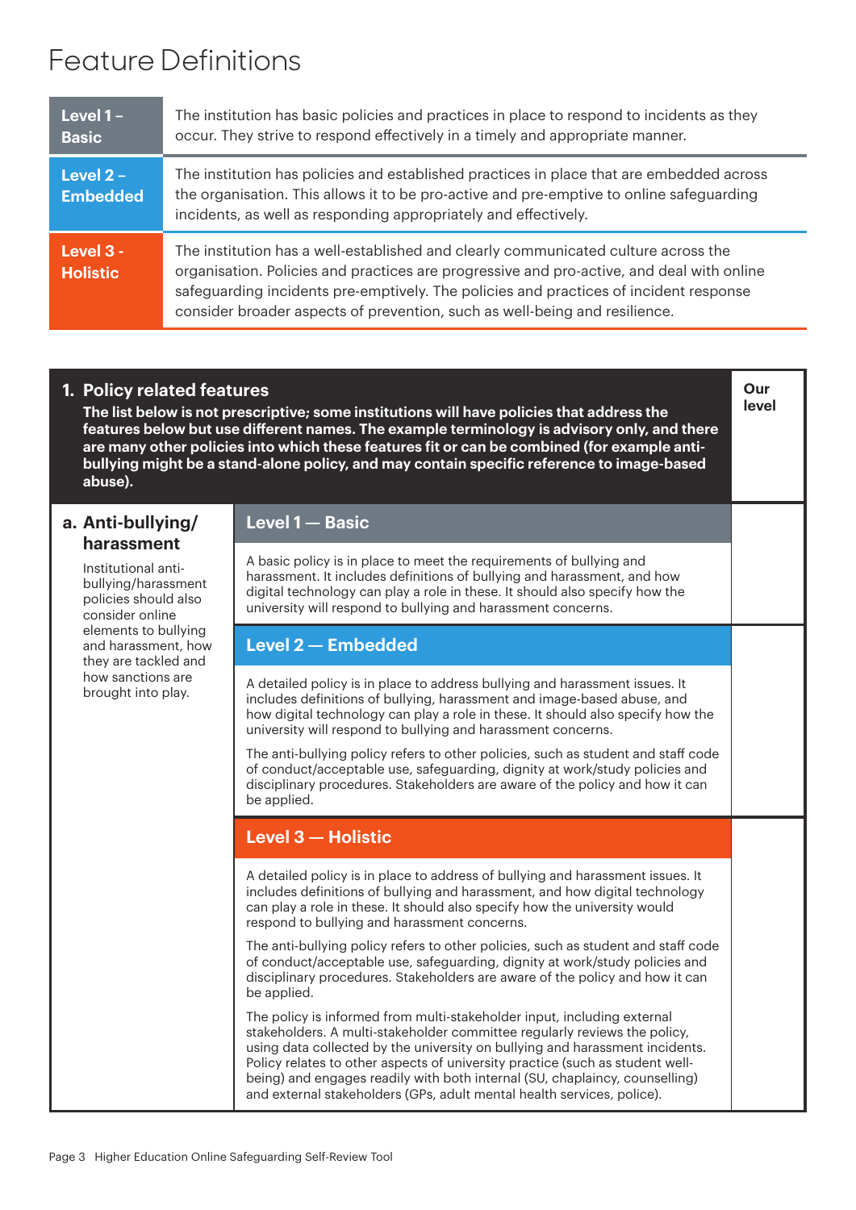# Feature Definitions

| | |
|---|---|
| **Level 1 – Basic** | The institution has basic policies and practices in place to respond to incidents as they occur. They strive to respond effectively in a timely and appropriate manner. |
| **Level 2 – Embedded** | The institution has policies and established practices in place that are embedded across the organisation. This allows it to be pro-active and pre-emptive to online safeguarding incidents, as well as responding appropriately and effectively. |
| **Level 3 - Holistic** | The institution has a well-established and clearly communicated culture across the organisation. Policies and practices are progressive and pro-active, and deal with online safeguarding incidents pre-emptively. The policies and practices of incident response consider broader aspects of prevention, such as well-being and resilience. |

## 1. Policy related features

**The list below is not prescriptive; some institutions will have policies that address the features below but use different names. The example terminology is advisory only, and there are many other policies into which these features fit or can be combined (for example anti-bullying might be a stand-alone policy, and may contain specific reference to image-based abuse).**

| Feature | Level description | Our level |
|---|---|---|
| **a. Anti-bullying/ harassment**<br><br>Institutional anti-bullying/harassment policies should also consider online elements to bullying and harassment, how they are tackled and how sanctions are brought into play. | **Level 1 — Basic**<br><br>A basic policy is in place to meet the requirements of bullying and harassment. It includes definitions of bullying and harassment, and how digital technology can play a role in these. It should also specify how the university will respond to bullying and harassment concerns. | |
| | **Level 2 — Embedded**<br><br>A detailed policy is in place to address bullying and harassment issues. It includes definitions of bullying, harassment and image-based abuse, and how digital technology can play a role in these. It should also specify how the university will respond to bullying and harassment concerns.<br><br>The anti-bullying policy refers to other policies, such as student and staff code of conduct/acceptable use, safeguarding, dignity at work/study policies and disciplinary procedures. Stakeholders are aware of the policy and how it can be applied. | |
| | **Level 3 — Holistic**<br><br>A detailed policy is in place to address of bullying and harassment issues. It includes definitions of bullying and harassment, and how digital technology can play a role in these. It should also specify how the university would respond to bullying and harassment concerns.<br><br>The anti-bullying policy refers to other policies, such as student and staff code of conduct/acceptable use, safeguarding, dignity at work/study policies and disciplinary procedures. Stakeholders are aware of the policy and how it can be applied.<br><br>The policy is informed from multi-stakeholder input, including external stakeholders. A multi-stakeholder committee regularly reviews the policy, using data collected by the university on bullying and harassment incidents. Policy relates to other aspects of university practice (such as student well-being) and engages readily with both internal (SU, chaplaincy, counselling) and external stakeholders (GPs, adult mental health services, police). | |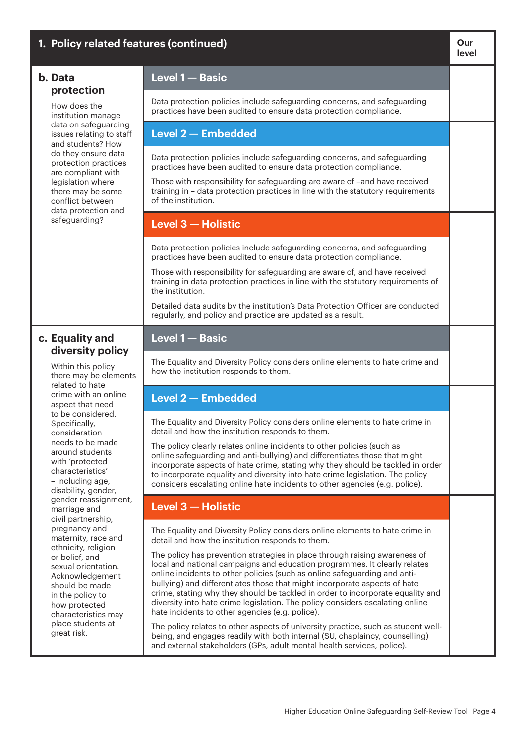| 1. Policy related features (continued) | | Our level |
|---|---|---|
| **b. Data protection**<br>How does the institution manage data on safeguarding issues relating to staff and students? How do they ensure data protection practices are compliant with legislation where there may be some conflict between data protection and safeguarding? | **Level 1 — Basic** | |
| | Data protection policies include safeguarding concerns, and safeguarding practices have been audited to ensure data protection compliance. | |
| | **Level 2 — Embedded** | |
| | Data protection policies include safeguarding concerns, and safeguarding practices have been audited to ensure data protection compliance.<br>Those with responsibility for safeguarding are aware of –and have received training in – data protection practices in line with the statutory requirements of the institution. | |
| | **Level 3 — Holistic** | |
| | Data protection policies include safeguarding concerns, and safeguarding practices have been audited to ensure data protection compliance.<br>Those with responsibility for safeguarding are aware of, and have received training in data protection practices in line with the statutory requirements of the institution.<br>Detailed data audits by the institution's Data Protection Officer are conducted regularly, and policy and practice are updated as a result. | |
| **c. Equality and diversity policy**<br>Within this policy there may be elements related to hate crime with an online aspect that need to be considered. Specifically, consideration needs to be made around students with 'protected characteristics' – including age, disability, gender, gender reassignment, marriage and civil partnership, pregnancy and maternity, race and ethnicity, religion or belief, and sexual orientation. Acknowledgement should be made in the policy to how protected characteristics may place students at great risk. | **Level 1 — Basic** | |
| | The Equality and Diversity Policy considers online elements to hate crime and how the institution responds to them. | |
| | **Level 2 — Embedded** | |
| | The Equality and Diversity Policy considers online elements to hate crime in detail and how the institution responds to them.<br>The policy clearly relates online incidents to other policies (such as online safeguarding and anti-bullying) and differentiates those that might incorporate aspects of hate crime, stating why they should be tackled in order to incorporate equality and diversity into hate crime legislation. The policy considers escalating online hate incidents to other agencies (e.g. police). | |
| | **Level 3 — Holistic** | |
| | The Equality and Diversity Policy considers online elements to hate crime in detail and how the institution responds to them.<br>The policy has prevention strategies in place through raising awareness of local and national campaigns and education programmes. It clearly relates online incidents to other policies (such as online safeguarding and anti-bullying) and differentiates those that might incorporate aspects of hate crime, stating why they should be tackled in order to incorporate equality and diversity into hate crime legislation. The policy considers escalating online hate incidents to other agencies (e.g. police).<br>The policy relates to other aspects of university practice, such as student well-being, and engages readily with both internal (SU, chaplaincy, counselling) and external stakeholders (GPs, adult mental health services, police). | |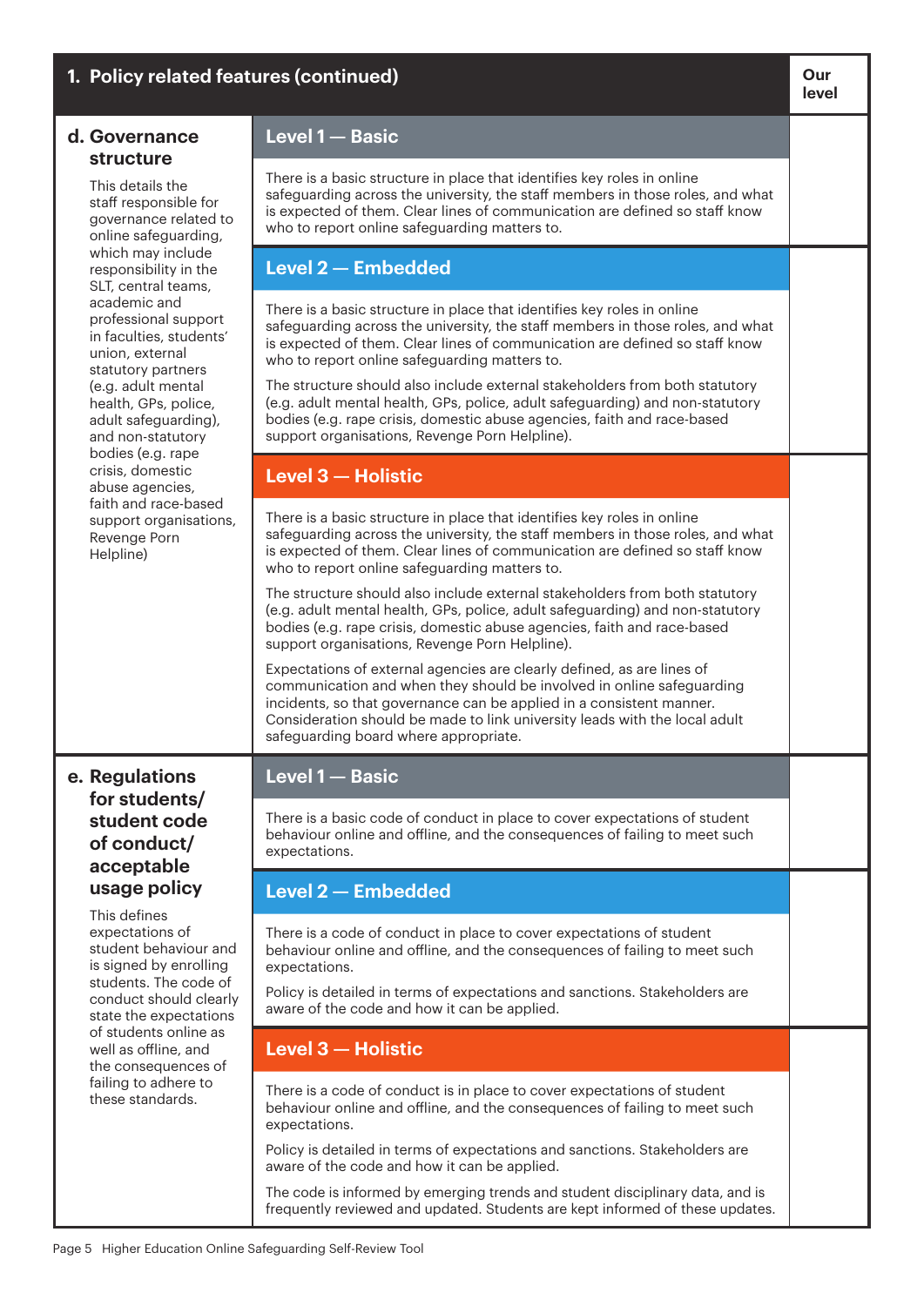## 1. Policy related features (continued)

| | | Our level |
|---|---|---|
| **d. Governance structure**<br><br>This details the staff responsible for governance related to online safeguarding, which may include responsibility in the SLT, central teams, academic and professional support in faculties, students' union, external statutory partners (e.g. adult mental health, GPs, police, adult safeguarding), and non-statutory bodies (e.g. rape crisis, domestic abuse agencies, faith and race-based support organisations, Revenge Porn Helpline) | **Level 1 — Basic**<br><br>There is a basic structure in place that identifies key roles in online safeguarding across the university, the staff members in those roles, and what is expected of them. Clear lines of communication are defined so staff know who to report online safeguarding matters to. | |
| | **Level 2 — Embedded**<br><br>There is a basic structure in place that identifies key roles in online safeguarding across the university, the staff members in those roles, and what is expected of them. Clear lines of communication are defined so staff know who to report online safeguarding matters to.<br><br>The structure should also include external stakeholders from both statutory (e.g. adult mental health, GPs, police, adult safeguarding) and non-statutory bodies (e.g. rape crisis, domestic abuse agencies, faith and race-based support organisations, Revenge Porn Helpline). | |
| | **Level 3 — Holistic**<br><br>There is a basic structure in place that identifies key roles in online safeguarding across the university, the staff members in those roles, and what is expected of them. Clear lines of communication are defined so staff know who to report online safeguarding matters to.<br><br>The structure should also include external stakeholders from both statutory (e.g. adult mental health, GPs, police, adult safeguarding) and non-statutory bodies (e.g. rape crisis, domestic abuse agencies, faith and race-based support organisations, Revenge Porn Helpline).<br><br>Expectations of external agencies are clearly defined, as are lines of communication and when they should be involved in online safeguarding incidents, so that governance can be applied in a consistent manner. Consideration should be made to link university leads with the local adult safeguarding board where appropriate. | |
| **e. Regulations for students/ student code of conduct/ acceptable usage policy**<br><br>This defines expectations of student behaviour and is signed by enrolling students. The code of conduct should clearly state the expectations of students online as well as offline, and the consequences of failing to adhere to these standards. | **Level 1 — Basic**<br><br>There is a basic code of conduct in place to cover expectations of student behaviour online and offline, and the consequences of failing to meet such expectations. | |
| | **Level 2 — Embedded**<br><br>There is a code of conduct in place to cover expectations of student behaviour online and offline, and the consequences of failing to meet such expectations.<br><br>Policy is detailed in terms of expectations and sanctions. Stakeholders are aware of the code and how it can be applied. | |
| | **Level 3 — Holistic**<br><br>There is a code of conduct is in place to cover expectations of student behaviour online and offline, and the consequences of failing to meet such expectations.<br><br>Policy is detailed in terms of expectations and sanctions. Stakeholders are aware of the code and how it can be applied.<br><br>The code is informed by emerging trends and student disciplinary data, and is frequently reviewed and updated. Students are kept informed of these updates. | |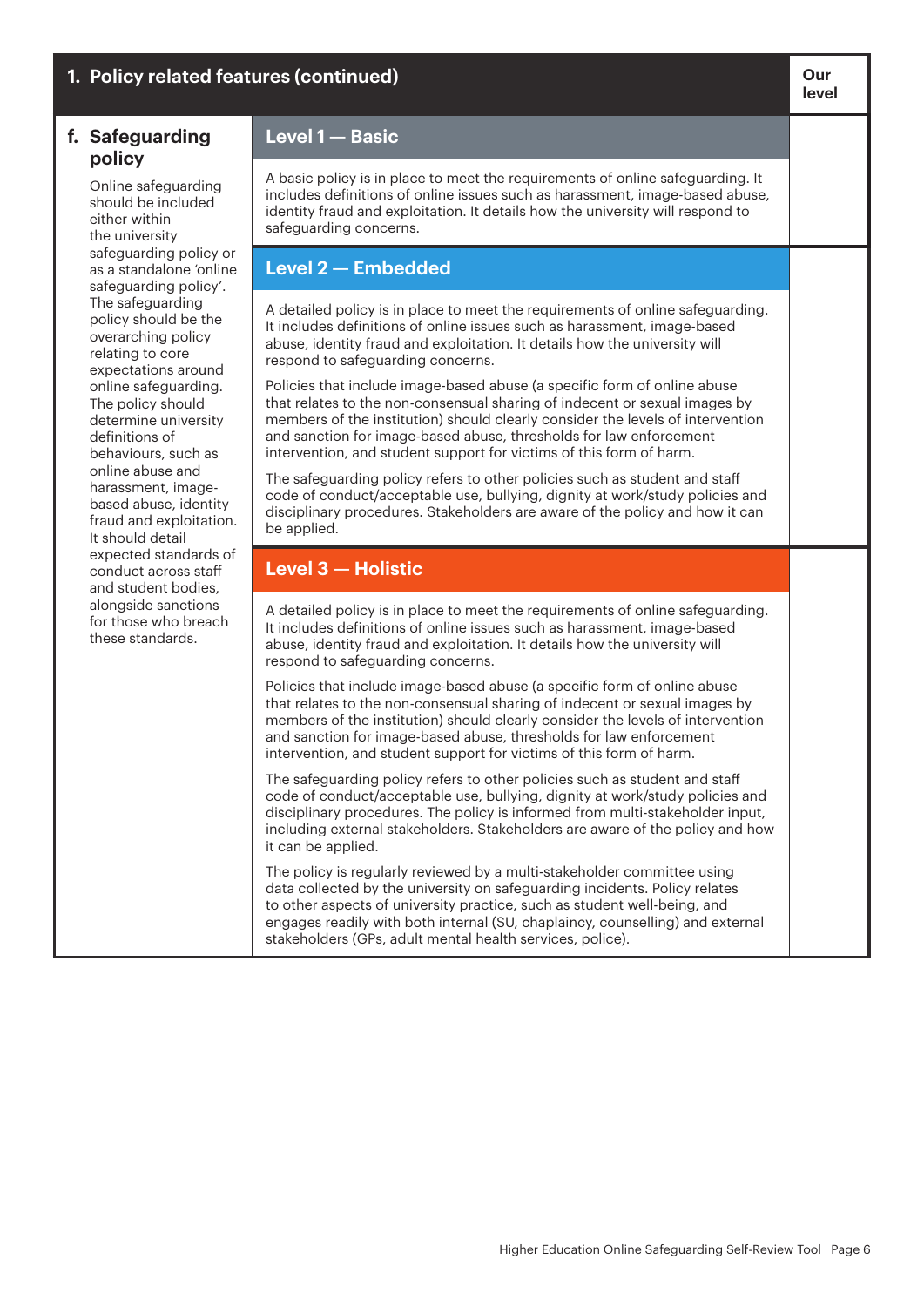## 1. Policy related features (continued)

| f. Safeguarding policy | Level | Our level |
|---|---|---|
| Online safeguarding should be included either within the university safeguarding policy or as a standalone 'online safeguarding policy'. The safeguarding policy should be the overarching policy relating to core expectations around online safeguarding. The policy should determine university definitions of behaviours, such as online abuse and harassment, image-based abuse, identity fraud and exploitation. It should detail expected standards of conduct across staff and student bodies, alongside sanctions for those who breach these standards. | **Level 1 — Basic**<br><br>A basic policy is in place to meet the requirements of online safeguarding. It includes definitions of online issues such as harassment, image-based abuse, identity fraud and exploitation. It details how the university will respond to safeguarding concerns. | |
| | **Level 2 — Embedded**<br><br>A detailed policy is in place to meet the requirements of online safeguarding. It includes definitions of online issues such as harassment, image-based abuse, identity fraud and exploitation. It details how the university will respond to safeguarding concerns.<br><br>Policies that include image-based abuse (a specific form of online abuse that relates to the non-consensual sharing of indecent or sexual images by members of the institution) should clearly consider the levels of intervention and sanction for image-based abuse, thresholds for law enforcement intervention, and student support for victims of this form of harm.<br><br>The safeguarding policy refers to other policies such as student and staff code of conduct/acceptable use, bullying, dignity at work/study policies and disciplinary procedures. Stakeholders are aware of the policy and how it can be applied. | |
| | **Level 3 — Holistic**<br><br>A detailed policy is in place to meet the requirements of online safeguarding. It includes definitions of online issues such as harassment, image-based abuse, identity fraud and exploitation. It details how the university will respond to safeguarding concerns.<br><br>Policies that include image-based abuse (a specific form of online abuse that relates to the non-consensual sharing of indecent or sexual images by members of the institution) should clearly consider the levels of intervention and sanction for image-based abuse, thresholds for law enforcement intervention, and student support for victims of this form of harm.<br><br>The safeguarding policy refers to other policies such as student and staff code of conduct/acceptable use, bullying, dignity at work/study policies and disciplinary procedures. The policy is informed from multi-stakeholder input, including external stakeholders. Stakeholders are aware of the policy and how it can be applied.<br><br>The policy is regularly reviewed by a multi-stakeholder committee using data collected by the university on safeguarding incidents. Policy relates to other aspects of university practice, such as student well-being, and engages readily with both internal (SU, chaplaincy, counselling) and external stakeholders (GPs, adult mental health services, police). | |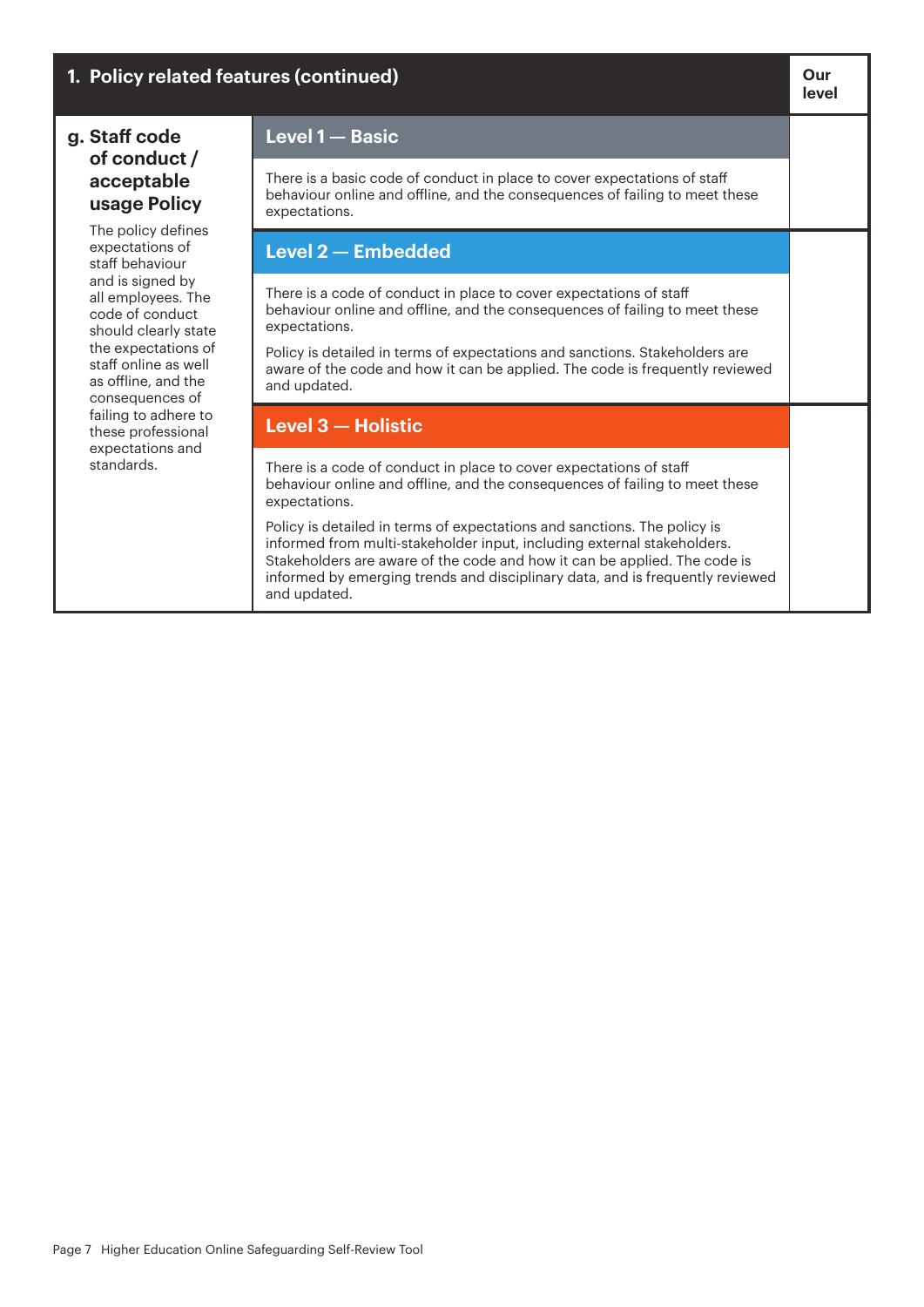| 1. Policy related features (continued) | | Our level |
|---|---|---|
| **g. Staff code of conduct / acceptable usage Policy**<br><br>The policy defines expectations of staff behaviour and is signed by all employees. The code of conduct should clearly state the expectations of staff online as well as offline, and the consequences of failing to adhere to these professional expectations and standards. | **Level 1 — Basic**<br><br>There is a basic code of conduct in place to cover expectations of staff behaviour online and offline, and the consequences of failing to meet these expectations. | |
| | **Level 2 — Embedded**<br><br>There is a code of conduct in place to cover expectations of staff behaviour online and offline, and the consequences of failing to meet these expectations.<br><br>Policy is detailed in terms of expectations and sanctions. Stakeholders are aware of the code and how it can be applied. The code is frequently reviewed and updated. | |
| | **Level 3 — Holistic**<br><br>There is a code of conduct in place to cover expectations of staff behaviour online and offline, and the consequences of failing to meet these expectations.<br><br>Policy is detailed in terms of expectations and sanctions. The policy is informed from multi-stakeholder input, including external stakeholders. Stakeholders are aware of the code and how it can be applied. The code is informed by emerging trends and disciplinary data, and is frequently reviewed and updated. | |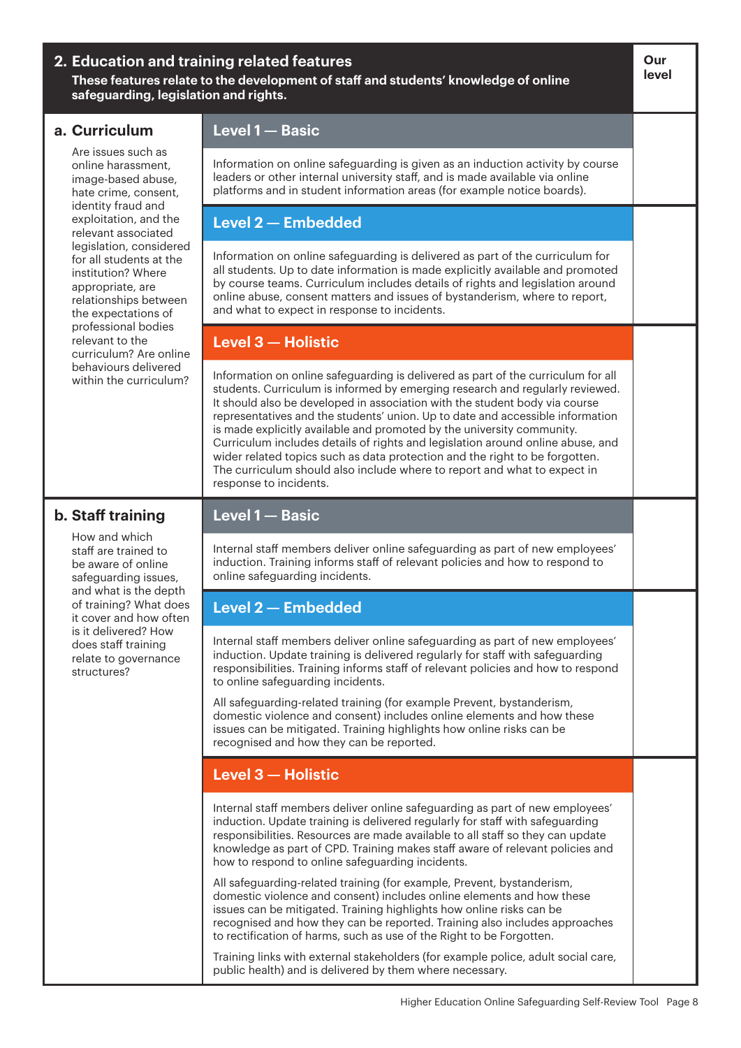## 2. Education and training related features

**These features relate to the development of staff and students' knowledge of online safeguarding, legislation and rights.**

| Feature | Level | Our level |
|---|---|---|
| **a. Curriculum**<br><br>Are issues such as online harassment, image-based abuse, hate crime, consent, identity fraud and exploitation, and the relevant associated legislation, considered for all students at the institution? Where appropriate, are relationships between the expectations of professional bodies relevant to the curriculum? Are online behaviours delivered within the curriculum? | **Level 1 — Basic**<br><br>Information on online safeguarding is given as an induction activity by course leaders or other internal university staff, and is made available via online platforms and in student information areas (for example notice boards). | |
| | **Level 2 — Embedded**<br><br>Information on online safeguarding is delivered as part of the curriculum for all students. Up to date information is made explicitly available and promoted by course teams. Curriculum includes details of rights and legislation around online abuse, consent matters and issues of bystanderism, where to report, and what to expect in response to incidents. | |
| | **Level 3 — Holistic**<br><br>Information on online safeguarding is delivered as part of the curriculum for all students. Curriculum is informed by emerging research and regularly reviewed. It should also be developed in association with the student body via course representatives and the students' union. Up to date and accessible information is made explicitly available and promoted by the university community. Curriculum includes details of rights and legislation around online abuse, and wider related topics such as data protection and the right to be forgotten. The curriculum should also include where to report and what to expect in response to incidents. | |
| **b. Staff training**<br><br>How and which staff are trained to be aware of online safeguarding issues, and what is the depth of training? What does it cover and how often is it delivered? How does staff training relate to governance structures? | **Level 1 — Basic**<br><br>Internal staff members deliver online safeguarding as part of new employees' induction. Training informs staff of relevant policies and how to respond to online safeguarding incidents. | |
| | **Level 2 — Embedded**<br><br>Internal staff members deliver online safeguarding as part of new employees' induction. Update training is delivered regularly for staff with safeguarding responsibilities. Training informs staff of relevant policies and how to respond to online safeguarding incidents.<br><br>All safeguarding-related training (for example Prevent, bystanderism, domestic violence and consent) includes online elements and how these issues can be mitigated. Training highlights how online risks can be recognised and how they can be reported. | |
| | **Level 3 — Holistic**<br><br>Internal staff members deliver online safeguarding as part of new employees' induction. Update training is delivered regularly for staff with safeguarding responsibilities. Resources are made available to all staff so they can update knowledge as part of CPD. Training makes staff aware of relevant policies and how to respond to online safeguarding incidents.<br><br>All safeguarding-related training (for example, Prevent, bystanderism, domestic violence and consent) includes online elements and how these issues can be mitigated. Training highlights how online risks can be recognised and how they can be reported. Training also includes approaches to rectification of harms, such as use of the Right to be Forgotten.<br><br>Training links with external stakeholders (for example police, adult social care, public health) and is delivered by them where necessary. | |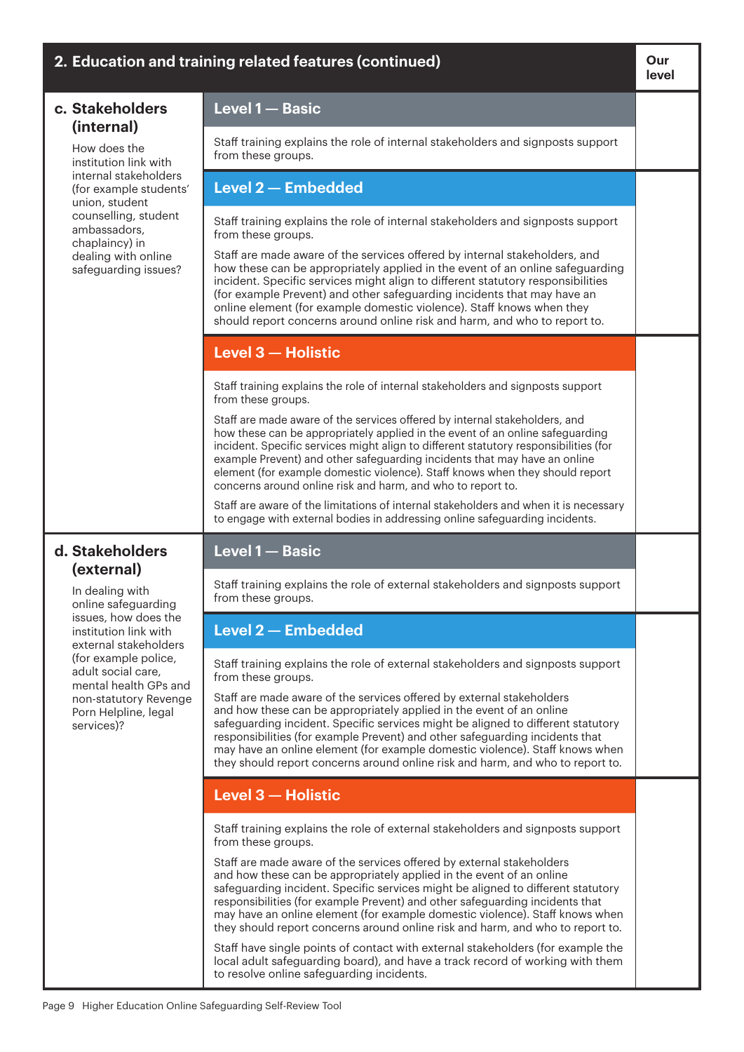| 2. Education and training related features (continued) | | Our level |
|---|---|---|
| **c. Stakeholders (internal)**<br><br>How does the institution link with internal stakeholders (for example students' union, student counselling, student ambassadors, chaplaincy) in dealing with online safeguarding issues? | **Level 1 — Basic**<br><br>Staff training explains the role of internal stakeholders and signposts support from these groups. | |
| | **Level 2 — Embedded**<br><br>Staff training explains the role of internal stakeholders and signposts support from these groups.<br><br>Staff are made aware of the services offered by internal stakeholders, and how these can be appropriately applied in the event of an online safeguarding incident. Specific services might align to different statutory responsibilities (for example Prevent) and other safeguarding incidents that may have an online element (for example domestic violence). Staff knows when they should report concerns around online risk and harm, and who to report to. | |
| | **Level 3 — Holistic**<br><br>Staff training explains the role of internal stakeholders and signposts support from these groups.<br><br>Staff are made aware of the services offered by internal stakeholders, and how these can be appropriately applied in the event of an online safeguarding incident. Specific services might align to different statutory responsibilities (for example Prevent) and other safeguarding incidents that may have an online element (for example domestic violence). Staff knows when they should report concerns around online risk and harm, and who to report to.<br><br>Staff are aware of the limitations of internal stakeholders and when it is necessary to engage with external bodies in addressing online safeguarding incidents. | |
| **d. Stakeholders (external)**<br><br>In dealing with online safeguarding issues, how does the institution link with external stakeholders (for example police, adult social care, mental health GPs and non-statutory Revenge Porn Helpline, legal services)? | **Level 1 — Basic**<br><br>Staff training explains the role of external stakeholders and signposts support from these groups. | |
| | **Level 2 — Embedded**<br><br>Staff training explains the role of external stakeholders and signposts support from these groups.<br><br>Staff are made aware of the services offered by external stakeholders and how these can be appropriately applied in the event of an online safeguarding incident. Specific services might be aligned to different statutory responsibilities (for example Prevent) and other safeguarding incidents that may have an online element (for example domestic violence). Staff knows when they should report concerns around online risk and harm, and who to report to. | |
| | **Level 3 — Holistic**<br><br>Staff training explains the role of external stakeholders and signposts support from these groups.<br><br>Staff are made aware of the services offered by external stakeholders and how these can be appropriately applied in the event of an online safeguarding incident. Specific services might be aligned to different statutory responsibilities (for example Prevent) and other safeguarding incidents that may have an online element (for example domestic violence). Staff knows when they should report concerns around online risk and harm, and who to report to.<br><br>Staff have single points of contact with external stakeholders (for example the local adult safeguarding board), and have a track record of working with them to resolve online safeguarding incidents. | |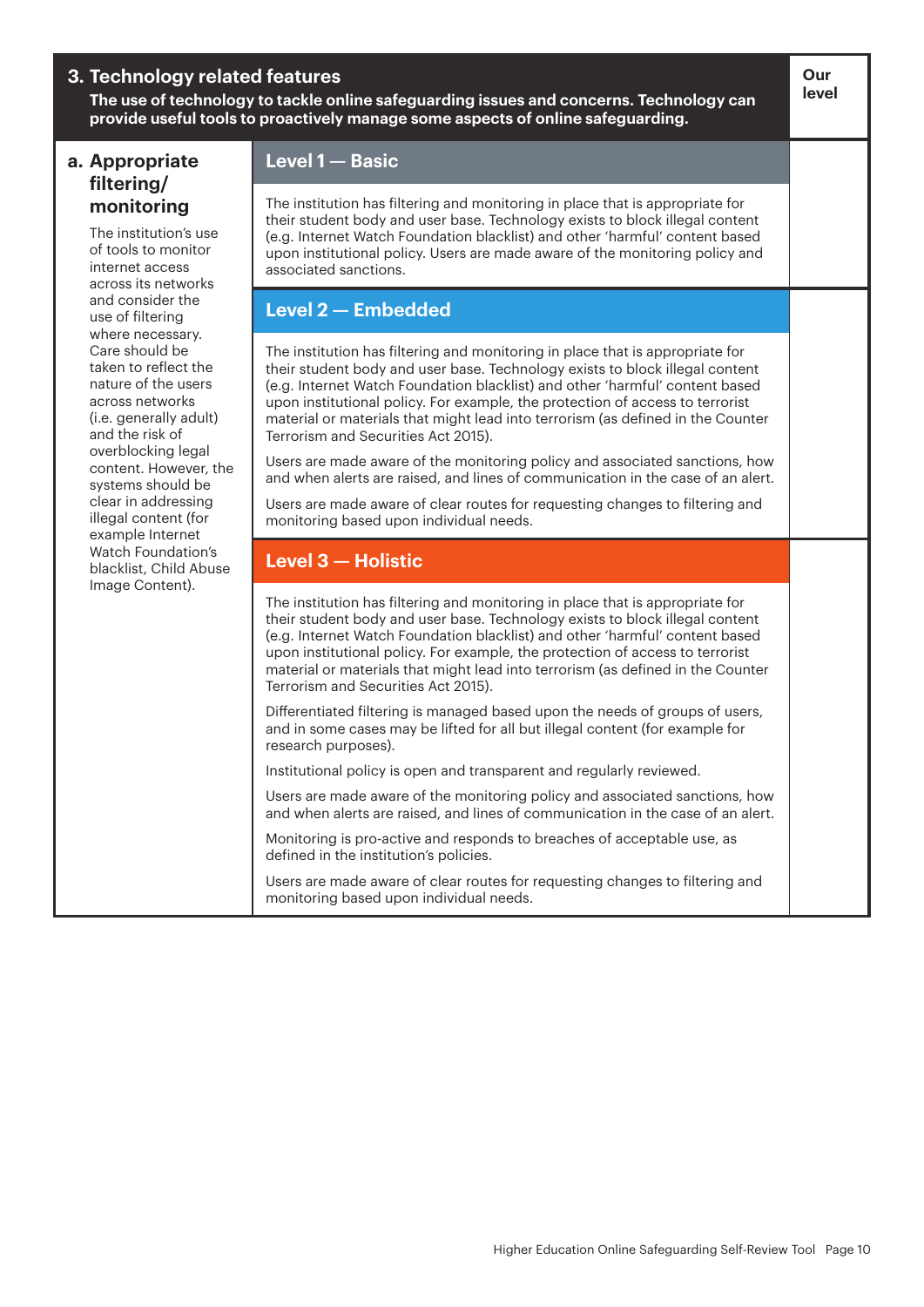## 3. Technology related features

**The use of technology to tackle online safeguarding issues and concerns. Technology can provide useful tools to proactively manage some aspects of online safeguarding.**

| | | Our level |
|---|---|---|
| **a. Appropriate filtering/ monitoring**<br><br>The institution's use of tools to monitor internet access across its networks and consider the use of filtering where necessary. Care should be taken to reflect the nature of the users across networks (i.e. generally adult) and the risk of overblocking legal content. However, the systems should be clear in addressing illegal content (for example Internet Watch Foundation's blacklist, Child Abuse Image Content). | **Level 1 — Basic**<br><br>The institution has filtering and monitoring in place that is appropriate for their student body and user base. Technology exists to block illegal content (e.g. Internet Watch Foundation blacklist) and other 'harmful' content based upon institutional policy. Users are made aware of the monitoring policy and associated sanctions. | |
| | **Level 2 — Embedded**<br><br>The institution has filtering and monitoring in place that is appropriate for their student body and user base. Technology exists to block illegal content (e.g. Internet Watch Foundation blacklist) and other 'harmful' content based upon institutional policy. For example, the protection of access to terrorist material or materials that might lead into terrorism (as defined in the Counter Terrorism and Securities Act 2015).<br><br>Users are made aware of the monitoring policy and associated sanctions, how and when alerts are raised, and lines of communication in the case of an alert.<br><br>Users are made aware of clear routes for requesting changes to filtering and monitoring based upon individual needs. | |
| | **Level 3 — Holistic**<br><br>The institution has filtering and monitoring in place that is appropriate for their student body and user base. Technology exists to block illegal content (e.g. Internet Watch Foundation blacklist) and other 'harmful' content based upon institutional policy. For example, the protection of access to terrorist material or materials that might lead into terrorism (as defined in the Counter Terrorism and Securities Act 2015).<br><br>Differentiated filtering is managed based upon the needs of groups of users, and in some cases may be lifted for all but illegal content (for example for research purposes).<br><br>Institutional policy is open and transparent and regularly reviewed.<br><br>Users are made aware of the monitoring policy and associated sanctions, how and when alerts are raised, and lines of communication in the case of an alert.<br><br>Monitoring is pro-active and responds to breaches of acceptable use, as defined in the institution's policies.<br><br>Users are made aware of clear routes for requesting changes to filtering and monitoring based upon individual needs. | |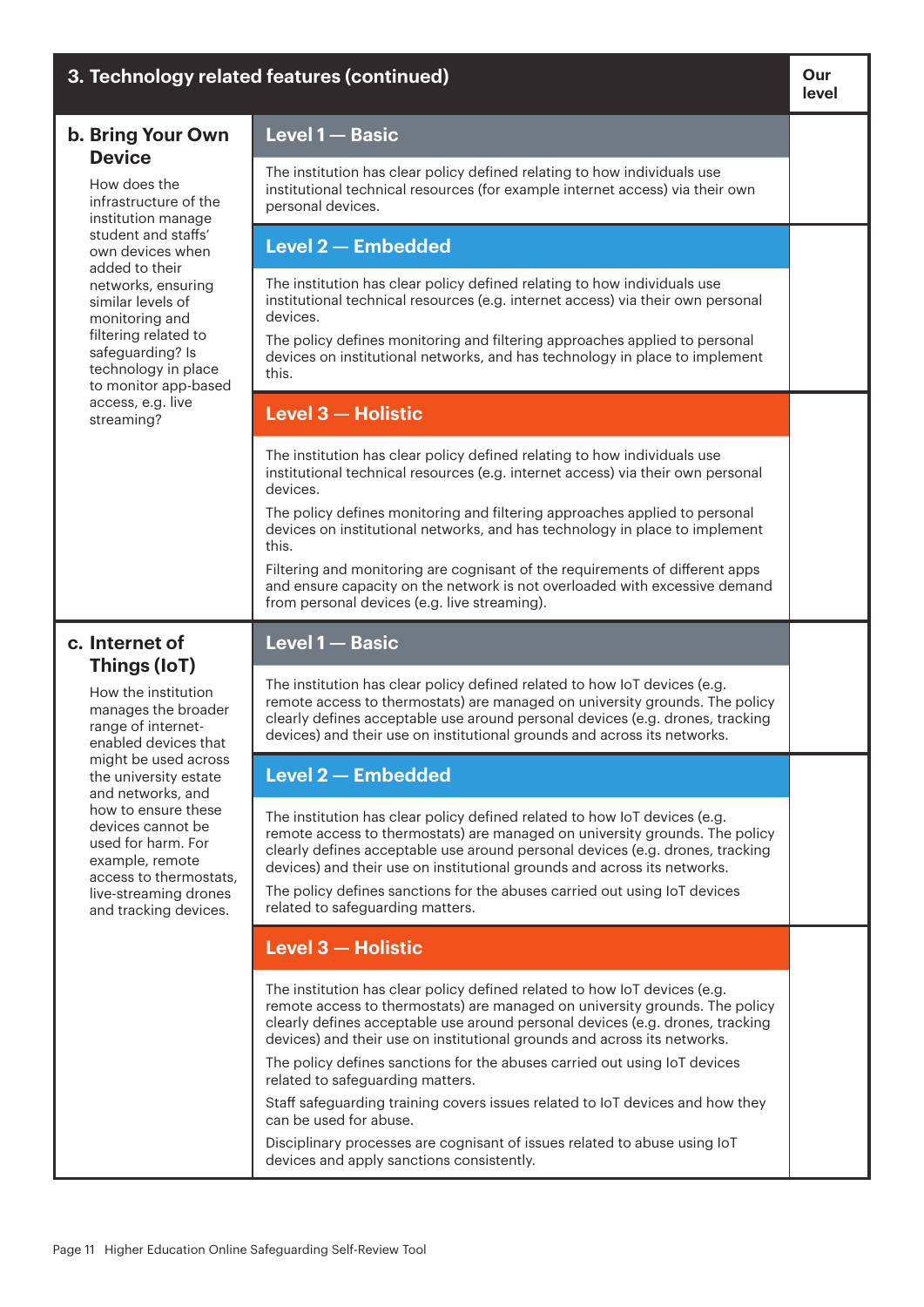| 3. Technology related features (continued) | | Our level |
|---|---|---|
| **b. Bring Your Own Device**<br><br>How does the infrastructure of the institution manage student and staffs' own devices when added to their networks, ensuring similar levels of monitoring and filtering related to safeguarding? Is technology in place to monitor app-based access, e.g. live streaming? | **Level 1 — Basic**<br><br>The institution has clear policy defined relating to how individuals use institutional technical resources (for example internet access) via their own personal devices. | |
| | **Level 2 — Embedded**<br><br>The institution has clear policy defined relating to how individuals use institutional technical resources (e.g. internet access) via their own personal devices.<br><br>The policy defines monitoring and filtering approaches applied to personal devices on institutional networks, and has technology in place to implement this. | |
| | **Level 3 — Holistic**<br><br>The institution has clear policy defined relating to how individuals use institutional technical resources (e.g. internet access) via their own personal devices.<br><br>The policy defines monitoring and filtering approaches applied to personal devices on institutional networks, and has technology in place to implement this.<br><br>Filtering and monitoring are cognisant of the requirements of different apps and ensure capacity on the network is not overloaded with excessive demand from personal devices (e.g. live streaming). | |
| **c. Internet of Things (IoT)**<br><br>How the institution manages the broader range of internet-enabled devices that might be used across the university estate and networks, and how to ensure these devices cannot be used for harm. For example, remote access to thermostats, live-streaming drones and tracking devices. | **Level 1 — Basic**<br><br>The institution has clear policy defined related to how IoT devices (e.g. remote access to thermostats) are managed on university grounds. The policy clearly defines acceptable use around personal devices (e.g. drones, tracking devices) and their use on institutional grounds and across its networks. | |
| | **Level 2 — Embedded**<br><br>The institution has clear policy defined related to how IoT devices (e.g. remote access to thermostats) are managed on university grounds. The policy clearly defines acceptable use around personal devices (e.g. drones, tracking devices) and their use on institutional grounds and across its networks.<br><br>The policy defines sanctions for the abuses carried out using IoT devices related to safeguarding matters. | |
| | **Level 3 — Holistic**<br><br>The institution has clear policy defined related to how IoT devices (e.g. remote access to thermostats) are managed on university grounds. The policy clearly defines acceptable use around personal devices (e.g. drones, tracking devices) and their use on institutional grounds and across its networks.<br><br>The policy defines sanctions for the abuses carried out using IoT devices related to safeguarding matters.<br><br>Staff safeguarding training covers issues related to IoT devices and how they can be used for abuse.<br><br>Disciplinary processes are cognisant of issues related to abuse using IoT devices and apply sanctions consistently. | |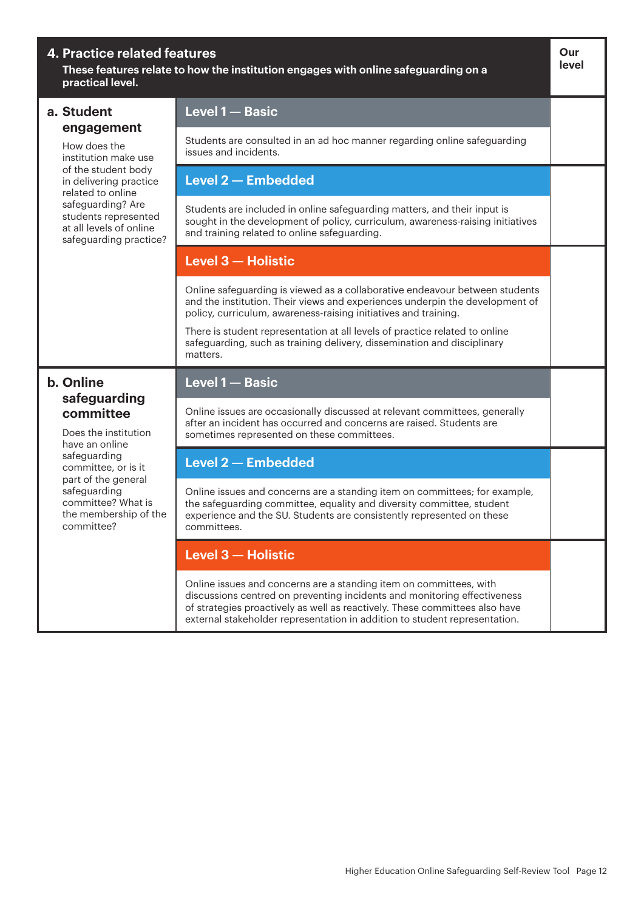## 4. Practice related features

**These features relate to how the institution engages with online safeguarding on a practical level.**

| Feature | Level | Our level |
|---|---|---|
| **a. Student engagement**<br><br>How does the institution make use of the student body in delivering practice related to online safeguarding? Are students represented at all levels of online safeguarding practice? | **Level 1 — Basic**<br><br>Students are consulted in an ad hoc manner regarding online safeguarding issues and incidents. | |
| | **Level 2 — Embedded**<br><br>Students are included in online safeguarding matters, and their input is sought in the development of policy, curriculum, awareness-raising initiatives and training related to online safeguarding. | |
| | **Level 3 — Holistic**<br><br>Online safeguarding is viewed as a collaborative endeavour between students and the institution. Their views and experiences underpin the development of policy, curriculum, awareness-raising initiatives and training.<br><br>There is student representation at all levels of practice related to online safeguarding, such as training delivery, dissemination and disciplinary matters. | |
| **b. Online safeguarding committee**<br><br>Does the institution have an online safeguarding committee, or is it part of the general safeguarding committee? What is the membership of the committee? | **Level 1 — Basic**<br><br>Online issues are occasionally discussed at relevant committees, generally after an incident has occurred and concerns are raised. Students are sometimes represented on these committees. | |
| | **Level 2 — Embedded**<br><br>Online issues and concerns are a standing item on committees; for example, the safeguarding committee, equality and diversity committee, student experience and the SU. Students are consistently represented on these committees. | |
| | **Level 3 — Holistic**<br><br>Online issues and concerns are a standing item on committees, with discussions centred on preventing incidents and monitoring effectiveness of strategies proactively as well as reactively. These committees also have external stakeholder representation in addition to student representation. | |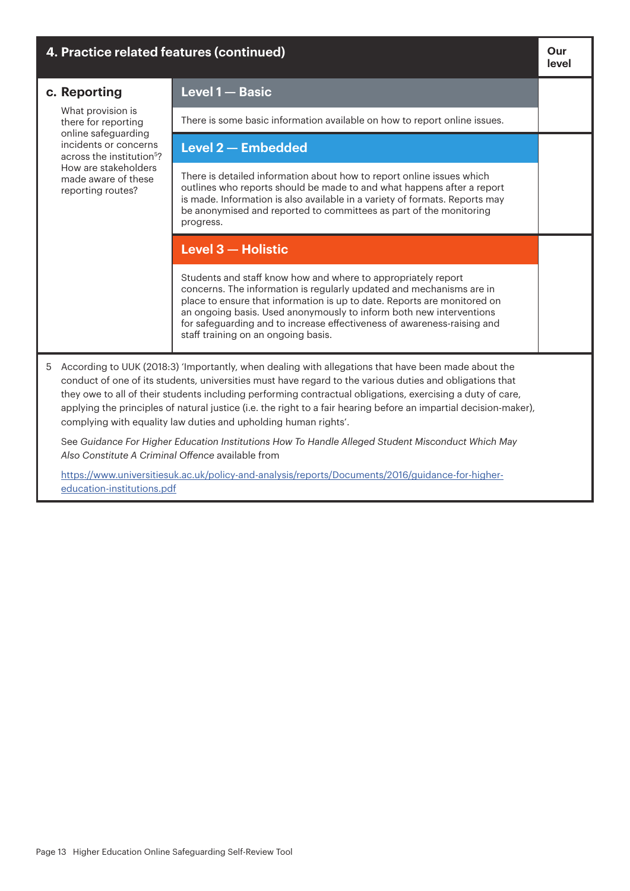| 4. Practice related features (continued) | | Our level |
|---|---|---|
| **c. Reporting**<br><br>What provision is there for reporting online safeguarding incidents or concerns across the institution[5]? How are stakeholders made aware of these reporting routes? | **Level 1 — Basic**<br><br>There is some basic information available on how to report online issues. | |
| | **Level 2 — Embedded**<br><br>There is detailed information about how to report online issues which outlines who reports should be made to and what happens after a report is made. Information is also available in a variety of formats. Reports may be anonymised and reported to committees as part of the monitoring progress. | |
| | **Level 3 — Holistic**<br><br>Students and staff know how and where to appropriately report concerns. The information is regularly updated and mechanisms are in place to ensure that information is up to date. Reports are monitored on an ongoing basis. Used anonymously to inform both new interventions for safeguarding and to increase effectiveness of awareness-raising and staff training on an ongoing basis. | |

5 According to UUK (2018:3) 'Importantly, when dealing with allegations that have been made about the conduct of one of its students, universities must have regard to the various duties and obligations that they owe to all of their students including performing contractual obligations, exercising a duty of care, applying the principles of natural justice (i.e. the right to a fair hearing before an impartial decision-maker), complying with equality law duties and upholding human rights'.

See *Guidance For Higher Education Institutions How To Handle Alleged Student Misconduct Which May Also Constitute A Criminal Offence* available from

https://www.universitiesuk.ac.uk/policy-and-analysis/reports/Documents/2016/guidance-for-higher-education-institutions.pdf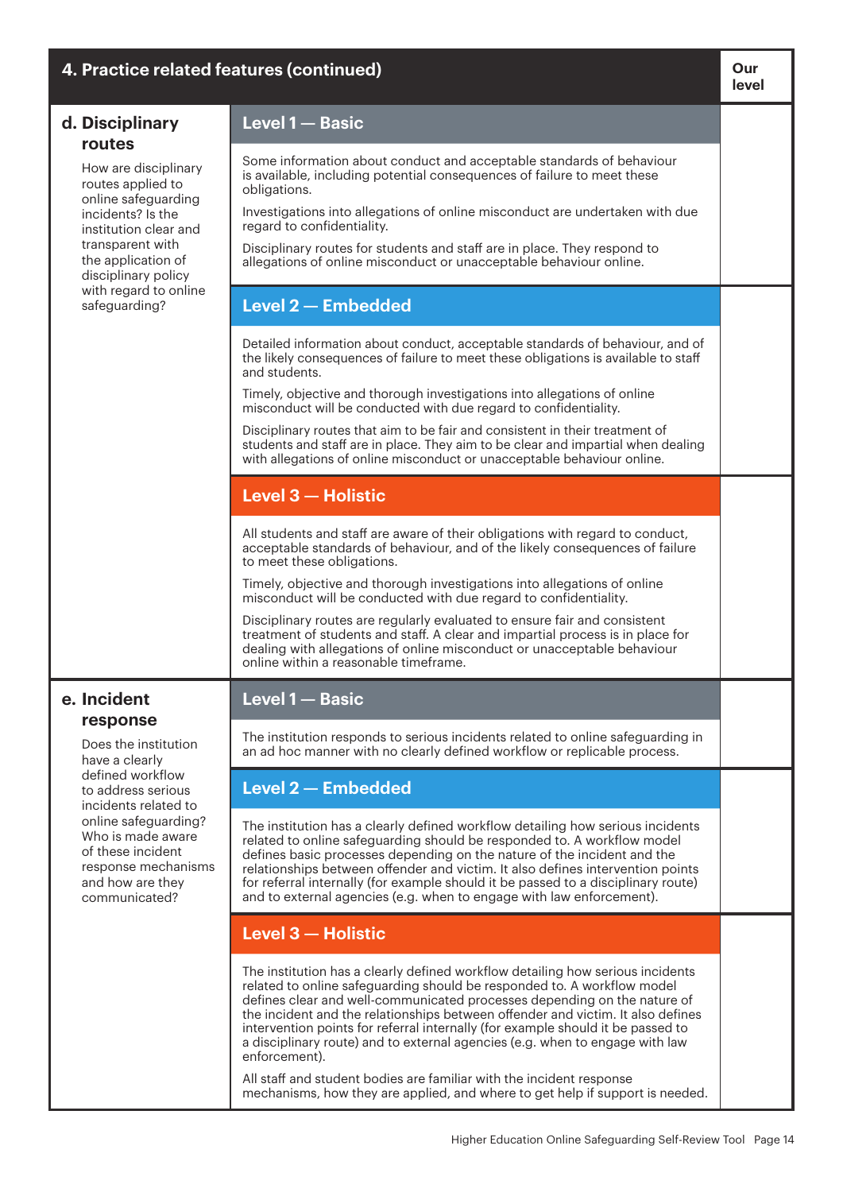| 4. Practice related features (continued) | | Our level |
|---|---|---|
| **d. Disciplinary routes**<br>How are disciplinary routes applied to online safeguarding incidents? Is the institution clear and transparent with the application of disciplinary policy with regard to online safeguarding? | **Level 1 — Basic**<br>Some information about conduct and acceptable standards of behaviour is available, including potential consequences of failure to meet these obligations.<br>Investigations into allegations of online misconduct are undertaken with due regard to confidentiality.<br>Disciplinary routes for students and staff are in place. They respond to allegations of online misconduct or unacceptable behaviour online. | |
| | **Level 2 — Embedded**<br>Detailed information about conduct, acceptable standards of behaviour, and of the likely consequences of failure to meet these obligations is available to staff and students.<br>Timely, objective and thorough investigations into allegations of online misconduct will be conducted with due regard to confidentiality.<br>Disciplinary routes that aim to be fair and consistent in their treatment of students and staff are in place. They aim to be clear and impartial when dealing with allegations of online misconduct or unacceptable behaviour online. | |
| | **Level 3 — Holistic**<br>All students and staff are aware of their obligations with regard to conduct, acceptable standards of behaviour, and of the likely consequences of failure to meet these obligations.<br>Timely, objective and thorough investigations into allegations of online misconduct will be conducted with due regard to confidentiality.<br>Disciplinary routes are regularly evaluated to ensure fair and consistent treatment of students and staff. A clear and impartial process is in place for dealing with allegations of online misconduct or unacceptable behaviour online within a reasonable timeframe. | |
| **e. Incident response**<br>Does the institution have a clearly defined workflow to address serious incidents related to online safeguarding? Who is made aware of these incident response mechanisms and how are they communicated? | **Level 1 — Basic**<br>The institution responds to serious incidents related to online safeguarding in an ad hoc manner with no clearly defined workflow or replicable process. | |
| | **Level 2 — Embedded**<br>The institution has a clearly defined workflow detailing how serious incidents related to online safeguarding should be responded to. A workflow model defines basic processes depending on the nature of the incident and the relationships between offender and victim. It also defines intervention points for referral internally (for example should it be passed to a disciplinary route) and to external agencies (e.g. when to engage with law enforcement). | |
| | **Level 3 — Holistic**<br>The institution has a clearly defined workflow detailing how serious incidents related to online safeguarding should be responded to. A workflow model defines clear and well-communicated processes depending on the nature of the incident and the relationships between offender and victim. It also defines intervention points for referral internally (for example should it be passed to a disciplinary route) and to external agencies (e.g. when to engage with law enforcement).<br>All staff and student bodies are familiar with the incident response mechanisms, how they are applied, and where to get help if support is needed. | |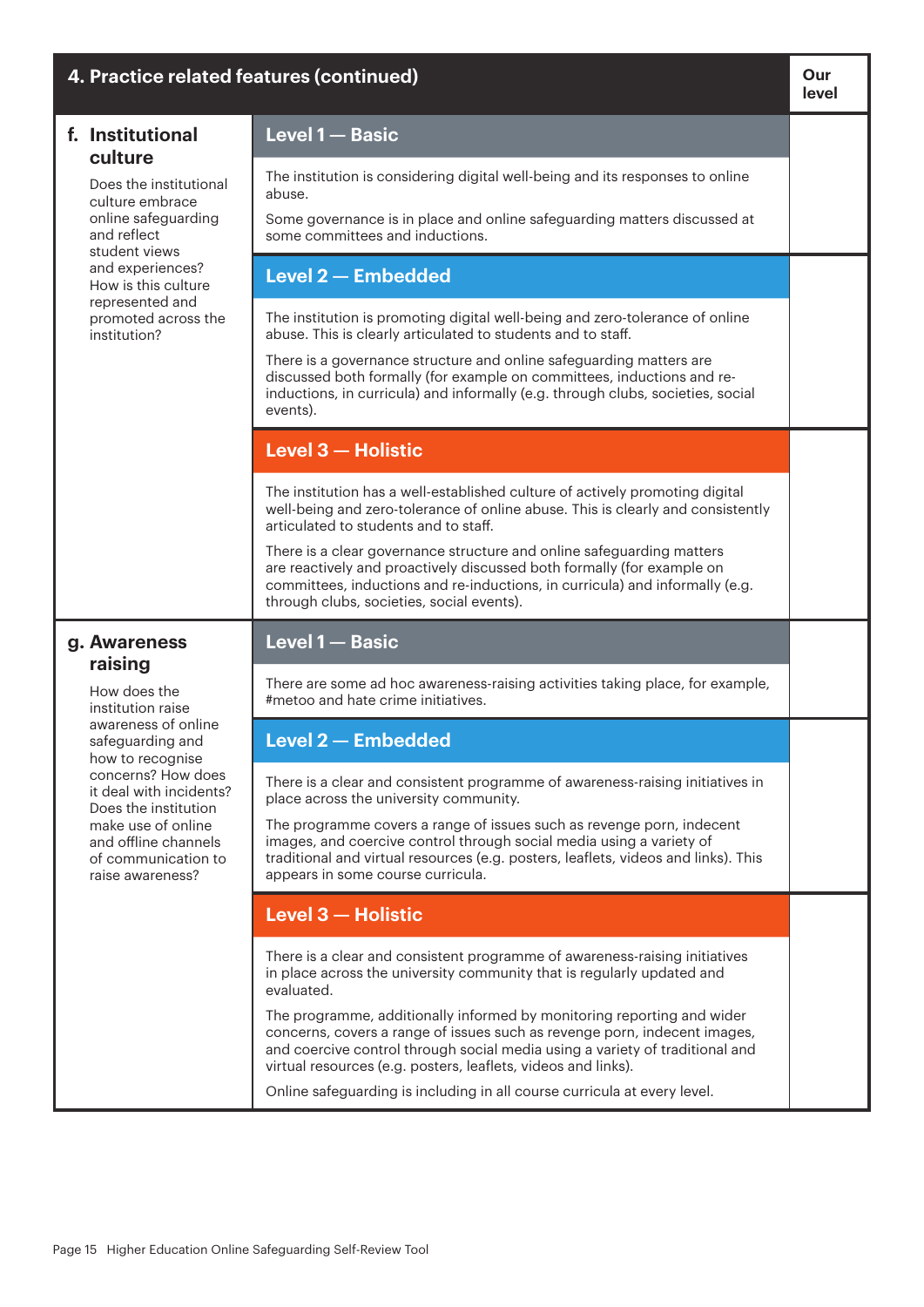| 4. Practice related features (continued) | | Our level |
|---|---|---|
| **f. Institutional culture**<br><br>Does the institutional culture embrace online safeguarding and reflect student views and experiences? How is this culture represented and promoted across the institution? | **Level 1 — Basic**<br><br>The institution is considering digital well-being and its responses to online abuse.<br><br>Some governance is in place and online safeguarding matters discussed at some committees and inductions. | |
| | **Level 2 — Embedded**<br><br>The institution is promoting digital well-being and zero-tolerance of online abuse. This is clearly articulated to students and to staff.<br><br>There is a governance structure and online safeguarding matters are discussed both formally (for example on committees, inductions and re-inductions, in curricula) and informally (e.g. through clubs, societies, social events). | |
| | **Level 3 — Holistic**<br><br>The institution has a well-established culture of actively promoting digital well-being and zero-tolerance of online abuse. This is clearly and consistently articulated to students and to staff.<br><br>There is a clear governance structure and online safeguarding matters are reactively and proactively discussed both formally (for example on committees, inductions and re-inductions, in curricula) and informally (e.g. through clubs, societies, social events). | |
| **g. Awareness raising**<br><br>How does the institution raise awareness of online safeguarding and how to recognise concerns? How does it deal with incidents? Does the institution make use of online and offline channels of communication to raise awareness? | **Level 1 — Basic**<br><br>There are some ad hoc awareness-raising activities taking place, for example, #metoo and hate crime initiatives. | |
| | **Level 2 — Embedded**<br><br>There is a clear and consistent programme of awareness-raising initiatives in place across the university community.<br><br>The programme covers a range of issues such as revenge porn, indecent images, and coercive control through social media using a variety of traditional and virtual resources (e.g. posters, leaflets, videos and links). This appears in some course curricula. | |
| | **Level 3 — Holistic**<br><br>There is a clear and consistent programme of awareness-raising initiatives in place across the university community that is regularly updated and evaluated.<br><br>The programme, additionally informed by monitoring reporting and wider concerns, covers a range of issues such as revenge porn, indecent images, and coercive control through social media using a variety of traditional and virtual resources (e.g. posters, leaflets, videos and links).<br><br>Online safeguarding is including in all course curricula at every level. | |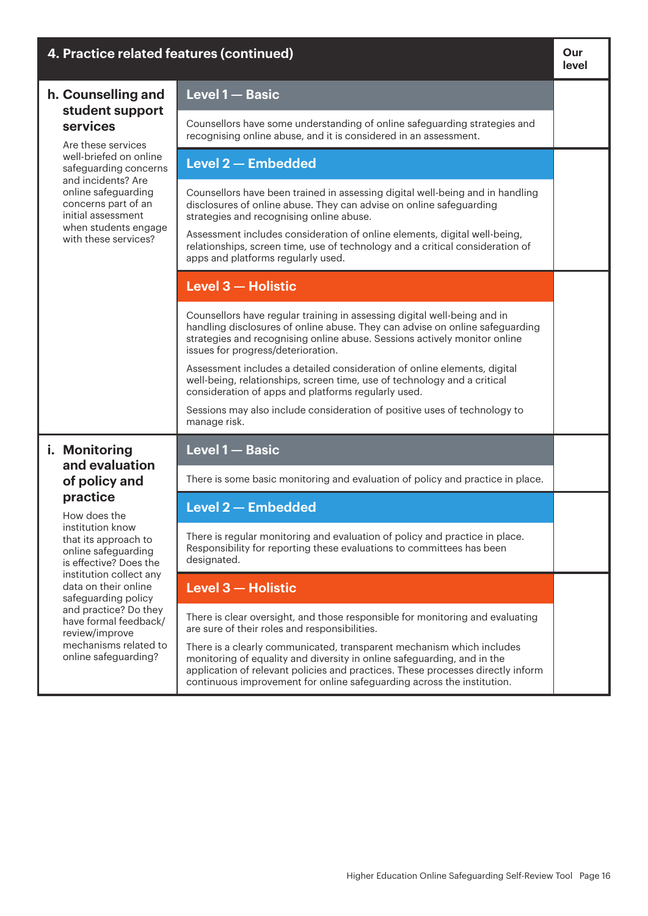| 4. Practice related features (continued) | | Our level |
|---|---|---|
| **h. Counselling and student support services**<br>Are these services well-briefed on online safeguarding concerns and incidents? Are online safeguarding concerns part of an initial assessment when students engage with these services? | **Level 1 — Basic**<br>Counsellors have some understanding of online safeguarding strategies and recognising online abuse, and it is considered in an assessment. | |
| | **Level 2 — Embedded**<br>Counsellors have been trained in assessing digital well-being and in handling disclosures of online abuse. They can advise on online safeguarding strategies and recognising online abuse.<br>Assessment includes consideration of online elements, digital well-being, relationships, screen time, use of technology and a critical consideration of apps and platforms regularly used. | |
| | **Level 3 — Holistic**<br>Counsellors have regular training in assessing digital well-being and in handling disclosures of online abuse. They can advise on online safeguarding strategies and recognising online abuse. Sessions actively monitor online issues for progress/deterioration.<br>Assessment includes a detailed consideration of online elements, digital well-being, relationships, screen time, use of technology and a critical consideration of apps and platforms regularly used.<br>Sessions may also include consideration of positive uses of technology to manage risk. | |
| **i. Monitoring and evaluation of policy and practice**<br>How does the institution know that its approach to online safeguarding is effective? Does the institution collect any data on their online safeguarding policy and practice? Do they have formal feedback/review/improve mechanisms related to online safeguarding? | **Level 1 — Basic**<br>There is some basic monitoring and evaluation of policy and practice in place. | |
| | **Level 2 — Embedded**<br>There is regular monitoring and evaluation of policy and practice in place. Responsibility for reporting these evaluations to committees has been designated. | |
| | **Level 3 — Holistic**<br>There is clear oversight, and those responsible for monitoring and evaluating are sure of their roles and responsibilities.<br>There is a clearly communicated, transparent mechanism which includes monitoring of equality and diversity in online safeguarding, and in the application of relevant policies and practices. These processes directly inform continuous improvement for online safeguarding across the institution. | |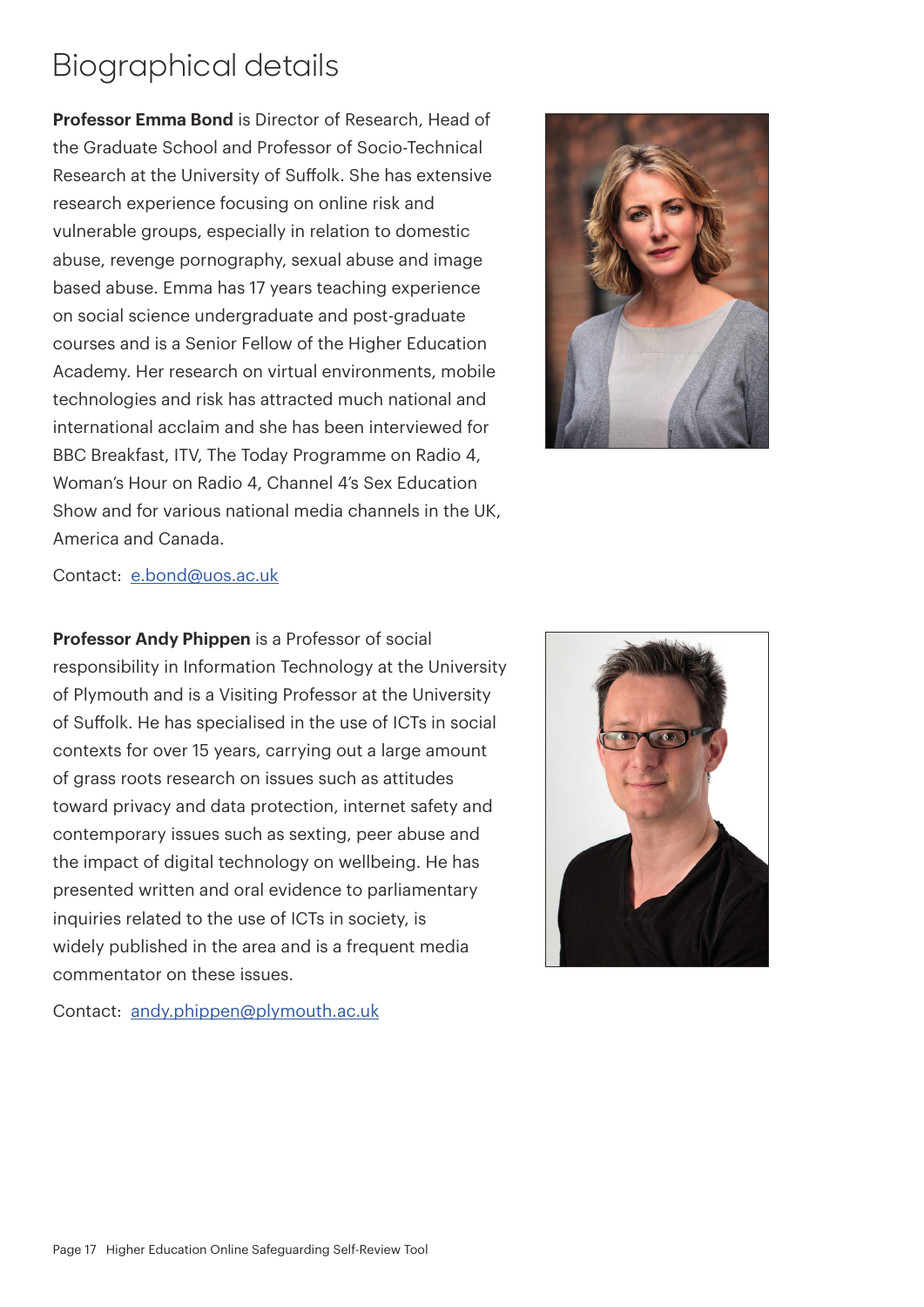# Biographical details

**Professor Emma Bond** is Director of Research, Head of the Graduate School and Professor of Socio-Technical Research at the University of Suffolk. She has extensive research experience focusing on online risk and vulnerable groups, especially in relation to domestic abuse, revenge pornography, sexual abuse and image based abuse. Emma has 17 years teaching experience on social science undergraduate and post-graduate courses and is a Senior Fellow of the Higher Education Academy. Her research on virtual environments, mobile technologies and risk has attracted much national and international acclaim and she has been interviewed for BBC Breakfast, ITV, The Today Programme on Radio 4, Woman's Hour on Radio 4, Channel 4's Sex Education Show and for various national media channels in the UK, America and Canada.

Contact: [e.bond@uos.ac.uk](mailto:e.bond@uos.ac.uk)

**Professor Andy Phippen** is a Professor of social responsibility in Information Technology at the University of Plymouth and is a Visiting Professor at the University of Suffolk. He has specialised in the use of ICTs in social contexts for over 15 years, carrying out a large amount of grass roots research on issues such as attitudes toward privacy and data protection, internet safety and contemporary issues such as sexting, peer abuse and the impact of digital technology on wellbeing. He has presented written and oral evidence to parliamentary inquiries related to the use of ICTs in society, is widely published in the area and is a frequent media commentator on these issues.

Contact: [andy.phippen@plymouth.ac.uk](mailto:andy.phippen@plymouth.ac.uk)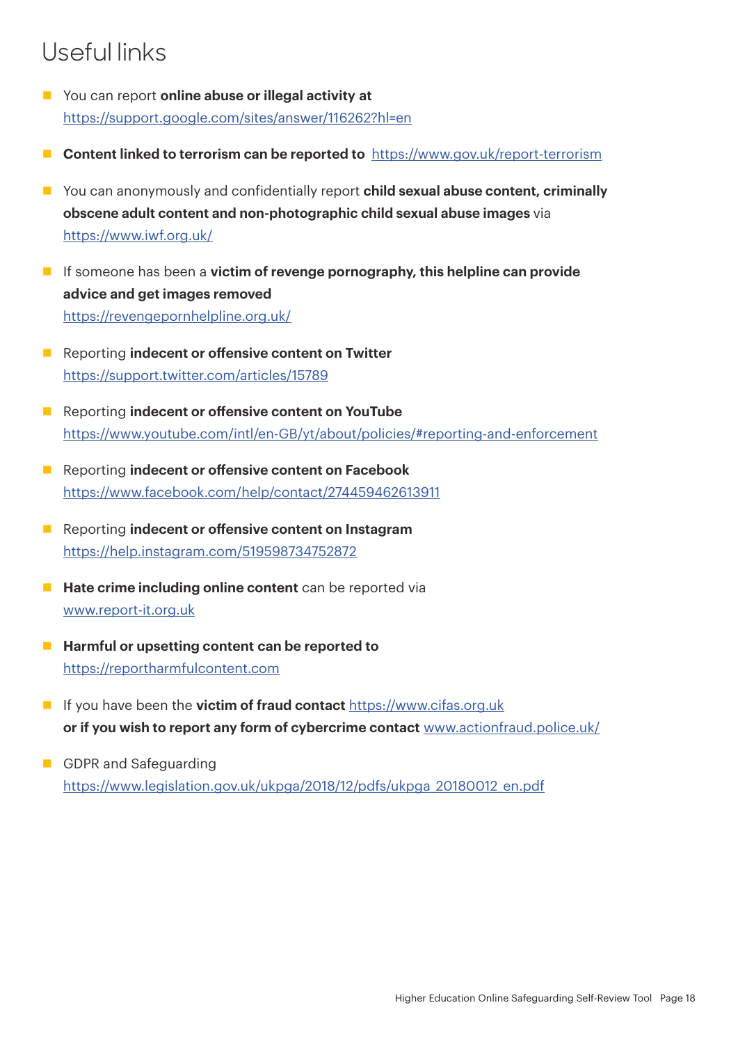# Useful links

- You can report **online abuse or illegal activity at** https://support.google.com/sites/answer/116262?hl=en
- **Content linked to terrorism can be reported to** https://www.gov.uk/report-terrorism
- You can anonymously and confidentially report **child sexual abuse content, criminally obscene adult content and non-photographic child sexual abuse images** via https://www.iwf.org.uk/
- If someone has been a **victim of revenge pornography, this helpline can provide advice and get images removed** https://revengepornhelpline.org.uk/
- Reporting **indecent or offensive content on Twitter** https://support.twitter.com/articles/15789
- Reporting **indecent or offensive content on YouTube** https://www.youtube.com/intl/en-GB/yt/about/policies/#reporting-and-enforcement
- Reporting **indecent or offensive content on Facebook** https://www.facebook.com/help/contact/274459462613911
- Reporting **indecent or offensive content on Instagram** https://help.instagram.com/519598734752872
- **Hate crime including online content** can be reported via www.report-it.org.uk
- **Harmful or upsetting content can be reported to** https://reportharmfulcontent.com
- If you have been the **victim of fraud contact** https://www.cifas.org.uk **or if you wish to report any form of cybercrime contact** www.actionfraud.police.uk/
- GDPR and Safeguarding https://www.legislation.gov.uk/ukpga/2018/12/pdfs/ukpga_20180012_en.pdf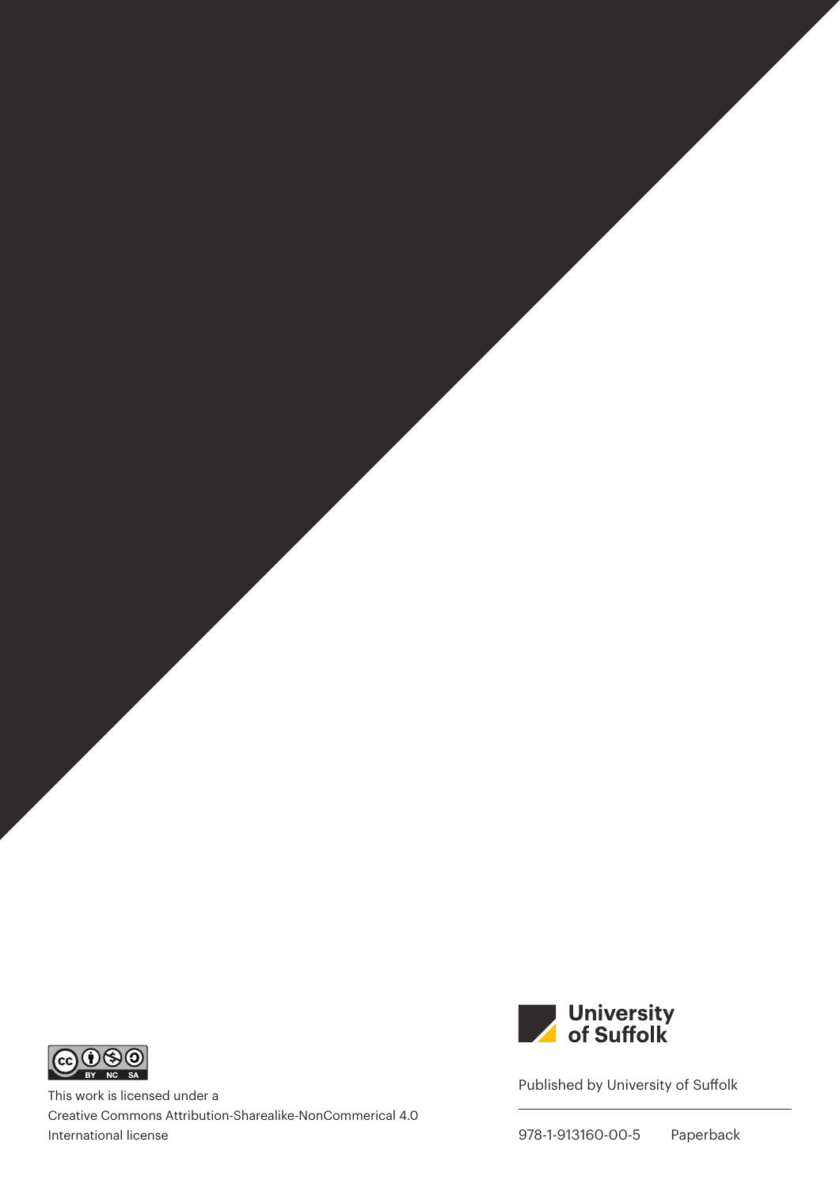This work is licensed under a
Creative Commons Attribution-Sharealike-NonCommerical 4.0
International license

University
of Suffolk

Published by University of Suffolk

978-1-913160-00-5 Paperback